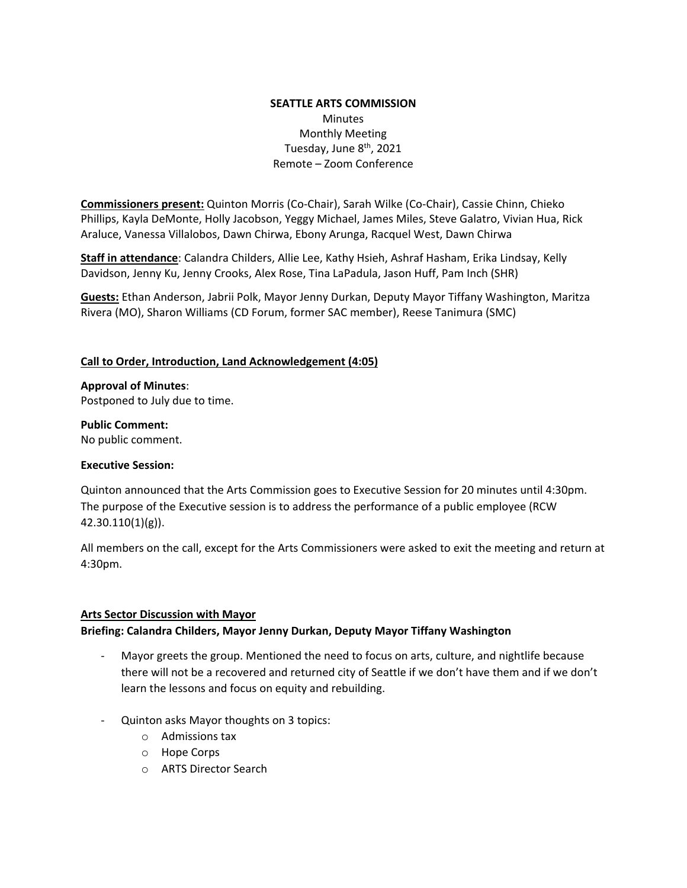**SEATTLE ARTS COMMISSION**

Minutes
Monthly Meeting
Tuesday, June 8th, 2021
Remote – Zoom Conference

**Commissioners present:** Quinton Morris (Co-Chair), Sarah Wilke (Co-Chair), Cassie Chinn, Chieko Phillips, Kayla DeMonte, Holly Jacobson, Yeggy Michael, James Miles, Steve Galatro, Vivian Hua, Rick Araluce, Vanessa Villalobos, Dawn Chirwa, Ebony Arunga, Racquel West, Dawn Chirwa

**Staff in attendance**: Calandra Childers, Allie Lee, Kathy Hsieh, Ashraf Hasham, Erika Lindsay, Kelly Davidson, Jenny Ku, Jenny Crooks, Alex Rose, Tina LaPadula, Jason Huff, Pam Inch (SHR)

**Guests:** Ethan Anderson, Jabrii Polk, Mayor Jenny Durkan, Deputy Mayor Tiffany Washington, Maritza Rivera (MO), Sharon Williams (CD Forum, former SAC member), Reese Tanimura (SMC)

**Call to Order, Introduction, Land Acknowledgement (4:05)**

**Approval of Minutes**:
Postponed to July due to time.

**Public Comment:**
No public comment.

**Executive Session:**

Quinton announced that the Arts Commission goes to Executive Session for 20 minutes until 4:30pm. The purpose of the Executive session is to address the performance of a public employee (RCW 42.30.110(1)(g)).

All members on the call, except for the Arts Commissioners were asked to exit the meeting and return at 4:30pm.

**Arts Sector Discussion with Mayor**
**Briefing: Calandra Childers, Mayor Jenny Durkan, Deputy Mayor Tiffany Washington**

- Mayor greets the group. Mentioned the need to focus on arts, culture, and nightlife because there will not be a recovered and returned city of Seattle if we don't have them and if we don't learn the lessons and focus on equity and rebuilding.

- Quinton asks Mayor thoughts on 3 topics:
  - Admissions tax
  - Hope Corps
  - ARTS Director Search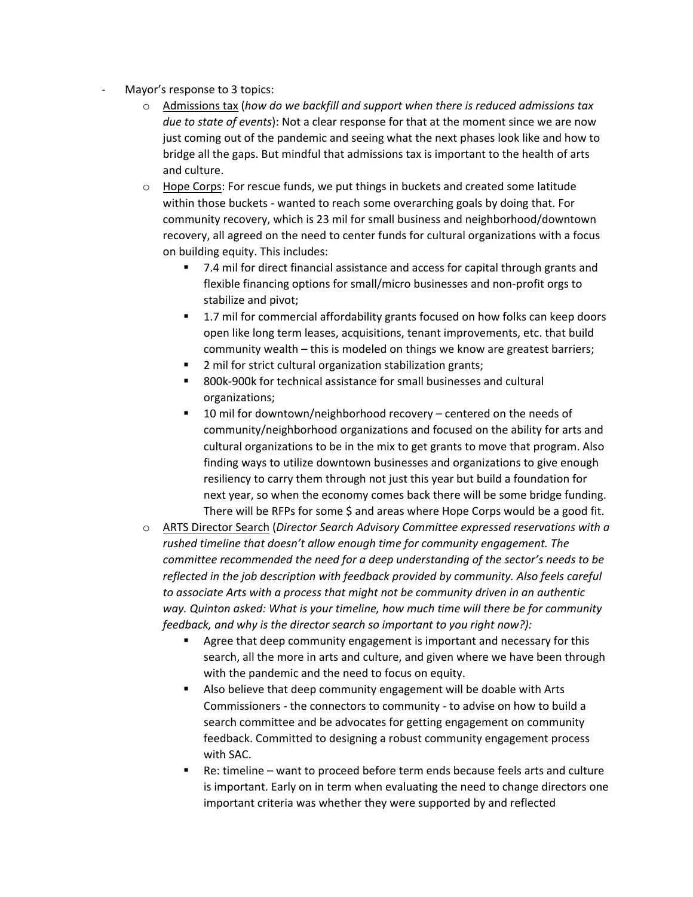- Mayor's response to 3 topics:
    - <u>Admissions tax</u> (*how do we backfill and support when there is reduced admissions tax due to state of events*): Not a clear response for that at the moment since we are now just coming out of the pandemic and seeing what the next phases look like and how to bridge all the gaps. But mindful that admissions tax is important to the health of arts and culture.
    - <u>Hope Corps</u>: For rescue funds, we put things in buckets and created some latitude within those buckets - wanted to reach some overarching goals by doing that. For community recovery, which is 23 mil for small business and neighborhood/downtown recovery, all agreed on the need to center funds for cultural organizations with a focus on building equity. This includes:
        - 7.4 mil for direct financial assistance and access for capital through grants and flexible financing options for small/micro businesses and non-profit orgs to stabilize and pivot;
        - 1.7 mil for commercial affordability grants focused on how folks can keep doors open like long term leases, acquisitions, tenant improvements, etc. that build community wealth – this is modeled on things we know are greatest barriers;
        - 2 mil for strict cultural organization stabilization grants;
        - 800k-900k for technical assistance for small businesses and cultural organizations;
        - 10 mil for downtown/neighborhood recovery – centered on the needs of community/neighborhood organizations and focused on the ability for arts and cultural organizations to be in the mix to get grants to move that program. Also finding ways to utilize downtown businesses and organizations to give enough resiliency to carry them through not just this year but build a foundation for next year, so when the economy comes back there will be some bridge funding. There will be RFPs for some $ and areas where Hope Corps would be a good fit.
    - <u>ARTS Director Search</u> (*Director Search Advisory Committee expressed reservations with a rushed timeline that doesn't allow enough time for community engagement. The committee recommended the need for a deep understanding of the sector's needs to be reflected in the job description with feedback provided by community. Also feels careful to associate Arts with a process that might not be community driven in an authentic way. Quinton asked: What is your timeline, how much time will there be for community feedback, and why is the director search so important to you right now?):*
        - Agree that deep community engagement is important and necessary for this search, all the more in arts and culture, and given where we have been through with the pandemic and the need to focus on equity.
        - Also believe that deep community engagement will be doable with Arts Commissioners - the connectors to community - to advise on how to build a search committee and be advocates for getting engagement on community feedback. Committed to designing a robust community engagement process with SAC.
        - Re: timeline – want to proceed before term ends because feels arts and culture is important. Early on in term when evaluating the need to change directors one important criteria was whether they were supported by and reflected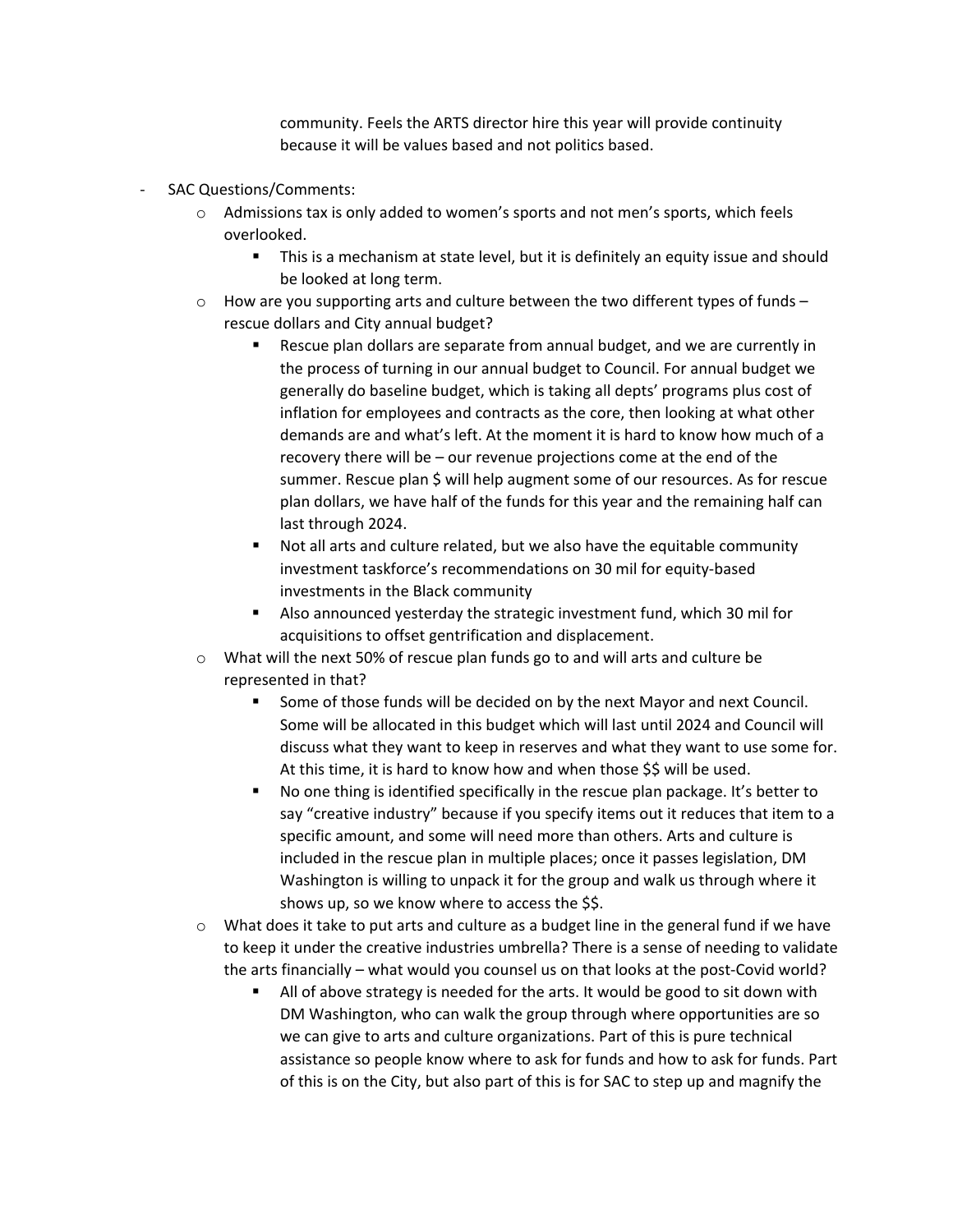community. Feels the ARTS director hire this year will provide continuity because it will be values based and not politics based.

- SAC Questions/Comments:
  - Admissions tax is only added to women's sports and not men's sports, which feels overlooked.
    - This is a mechanism at state level, but it is definitely an equity issue and should be looked at long term.
  - How are you supporting arts and culture between the two different types of funds – rescue dollars and City annual budget?
    - Rescue plan dollars are separate from annual budget, and we are currently in the process of turning in our annual budget to Council. For annual budget we generally do baseline budget, which is taking all depts' programs plus cost of inflation for employees and contracts as the core, then looking at what other demands are and what's left. At the moment it is hard to know how much of a recovery there will be – our revenue projections come at the end of the summer. Rescue plan $ will help augment some of our resources. As for rescue plan dollars, we have half of the funds for this year and the remaining half can last through 2024.
    - Not all arts and culture related, but we also have the equitable community investment taskforce's recommendations on 30 mil for equity-based investments in the Black community
    - Also announced yesterday the strategic investment fund, which 30 mil for acquisitions to offset gentrification and displacement.
  - What will the next 50% of rescue plan funds go to and will arts and culture be represented in that?
    - Some of those funds will be decided on by the next Mayor and next Council. Some will be allocated in this budget which will last until 2024 and Council will discuss what they want to keep in reserves and what they want to use some for. At this time, it is hard to know how and when those $$ will be used.
    - No one thing is identified specifically in the rescue plan package. It's better to say "creative industry" because if you specify items out it reduces that item to a specific amount, and some will need more than others. Arts and culture is included in the rescue plan in multiple places; once it passes legislation, DM Washington is willing to unpack it for the group and walk us through where it shows up, so we know where to access the $$.
  - What does it take to put arts and culture as a budget line in the general fund if we have to keep it under the creative industries umbrella? There is a sense of needing to validate the arts financially – what would you counsel us on that looks at the post-Covid world?
    - All of above strategy is needed for the arts. It would be good to sit down with DM Washington, who can walk the group through where opportunities are so we can give to arts and culture organizations. Part of this is pure technical assistance so people know where to ask for funds and how to ask for funds. Part of this is on the City, but also part of this is for SAC to step up and magnify the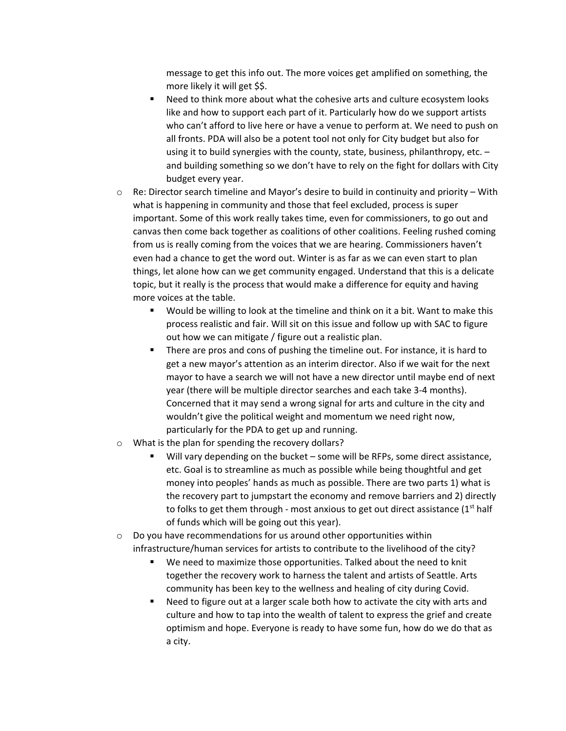message to get this info out. The more voices get amplified on something, the more likely it will get $$.
  - Need to think more about what the cohesive arts and culture ecosystem looks like and how to support each part of it. Particularly how do we support artists who can't afford to live here or have a venue to perform at. We need to push on all fronts. PDA will also be a potent tool not only for City budget but also for using it to build synergies with the county, state, business, philanthropy, etc. – and building something so we don't have to rely on the fight for dollars with City budget every year.
- Re: Director search timeline and Mayor's desire to build in continuity and priority – With what is happening in community and those that feel excluded, process is super important. Some of this work really takes time, even for commissioners, to go out and canvas then come back together as coalitions of other coalitions. Feeling rushed coming from us is really coming from the voices that we are hearing. Commissioners haven't even had a chance to get the word out. Winter is as far as we can even start to plan things, let alone how can we get community engaged. Understand that this is a delicate topic, but it really is the process that would make a difference for equity and having more voices at the table.
  - Would be willing to look at the timeline and think on it a bit. Want to make this process realistic and fair. Will sit on this issue and follow up with SAC to figure out how we can mitigate / figure out a realistic plan.
  - There are pros and cons of pushing the timeline out. For instance, it is hard to get a new mayor's attention as an interim director. Also if we wait for the next mayor to have a search we will not have a new director until maybe end of next year (there will be multiple director searches and each take 3-4 months). Concerned that it may send a wrong signal for arts and culture in the city and wouldn't give the political weight and momentum we need right now, particularly for the PDA to get up and running.
- What is the plan for spending the recovery dollars?
  - Will vary depending on the bucket – some will be RFPs, some direct assistance, etc. Goal is to streamline as much as possible while being thoughtful and get money into peoples' hands as much as possible. There are two parts 1) what is the recovery part to jumpstart the economy and remove barriers and 2) directly to folks to get them through - most anxious to get out direct assistance (1st half of funds which will be going out this year).
- Do you have recommendations for us around other opportunities within infrastructure/human services for artists to contribute to the livelihood of the city?
  - We need to maximize those opportunities. Talked about the need to knit together the recovery work to harness the talent and artists of Seattle. Arts community has been key to the wellness and healing of city during Covid.
  - Need to figure out at a larger scale both how to activate the city with arts and culture and how to tap into the wealth of talent to express the grief and create optimism and hope. Everyone is ready to have some fun, how do we do that as a city.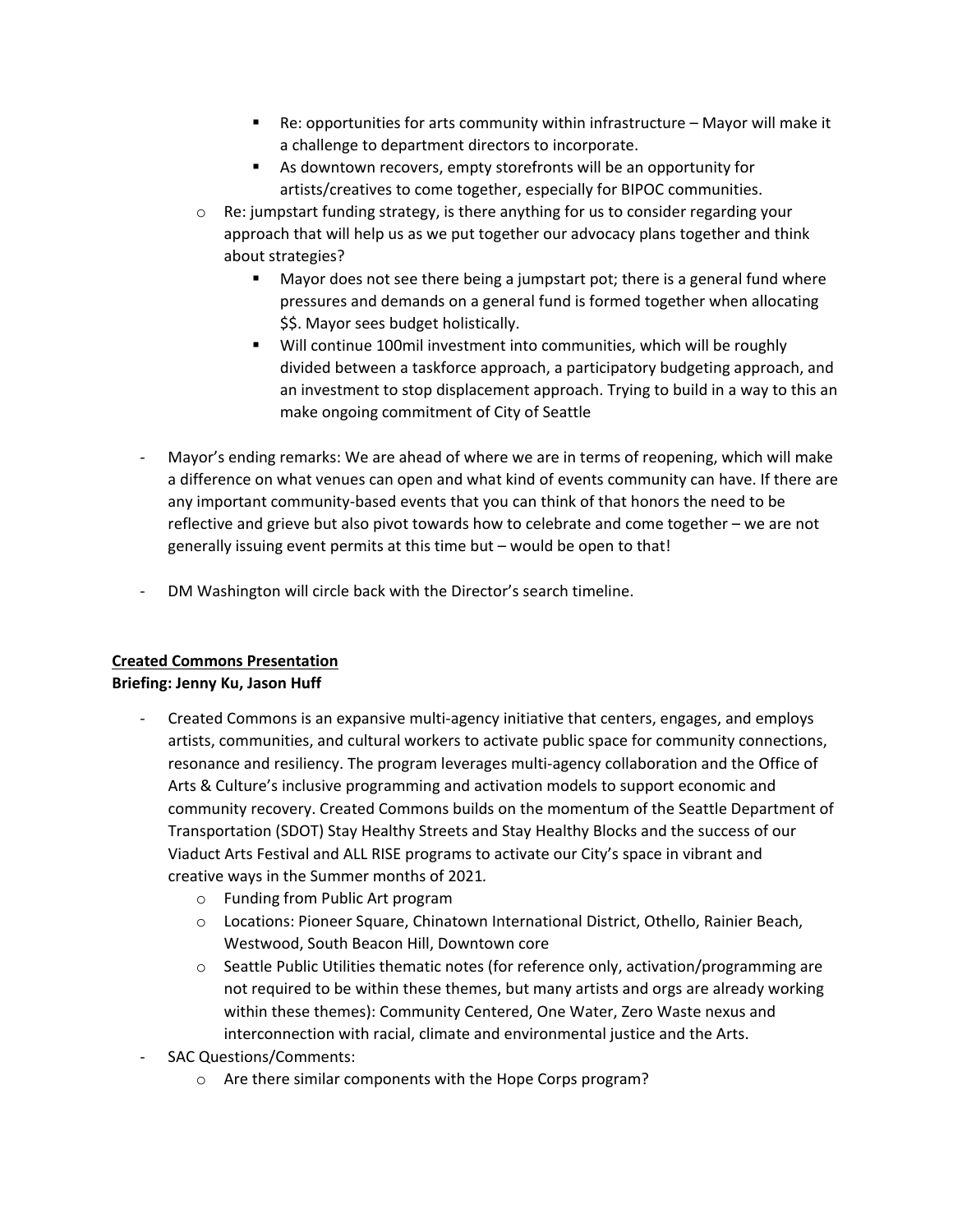- Re: opportunities for arts community within infrastructure – Mayor will make it a challenge to department directors to incorporate.
        - As downtown recovers, empty storefronts will be an opportunity for artists/creatives to come together, especially for BIPOC communities.
    - Re: jumpstart funding strategy, is there anything for us to consider regarding your approach that will help us as we put together our advocacy plans together and think about strategies?
        - Mayor does not see there being a jumpstart pot; there is a general fund where pressures and demands on a general fund is formed together when allocating $$. Mayor sees budget holistically.
        - Will continue 100mil investment into communities, which will be roughly divided between a taskforce approach, a participatory budgeting approach, and an investment to stop displacement approach. Trying to build in a way to this an make ongoing commitment of City of Seattle

- Mayor's ending remarks: We are ahead of where we are in terms of reopening, which will make a difference on what venues can open and what kind of events community can have. If there are any important community-based events that you can think of that honors the need to be reflective and grieve but also pivot towards how to celebrate and come together – we are not generally issuing event permits at this time but – would be open to that!

- DM Washington will circle back with the Director's search timeline.

<u>**Created Commons Presentation**</u>

**Briefing: Jenny Ku, Jason Huff**

- Created Commons is an expansive multi-agency initiative that centers, engages, and employs artists, communities, and cultural workers to activate public space for community connections, resonance and resiliency. The program leverages multi-agency collaboration and the Office of Arts & Culture's inclusive programming and activation models to support economic and community recovery. Created Commons builds on the momentum of the Seattle Department of Transportation (SDOT) Stay Healthy Streets and Stay Healthy Blocks and the success of our Viaduct Arts Festival and ALL RISE programs to activate our City's space in vibrant and creative ways in the Summer months of 2021.
    - Funding from Public Art program
    - Locations: Pioneer Square, Chinatown International District, Othello, Rainier Beach, Westwood, South Beacon Hill, Downtown core
    - Seattle Public Utilities thematic notes (for reference only, activation/programming are not required to be within these themes, but many artists and orgs are already working within these themes): Community Centered, One Water, Zero Waste nexus and interconnection with racial, climate and environmental justice and the Arts.
- SAC Questions/Comments:
    - Are there similar components with the Hope Corps program?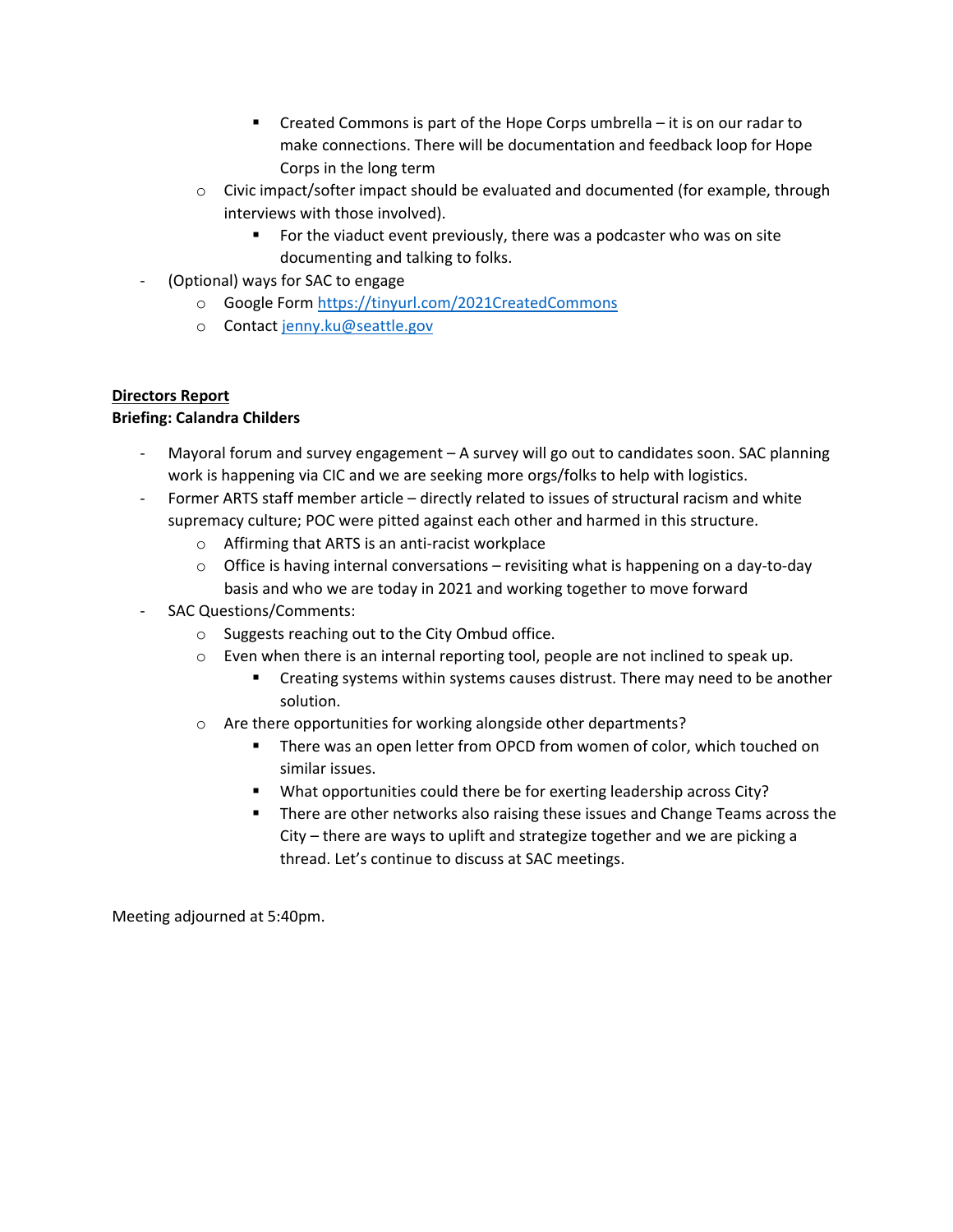- Created Commons is part of the Hope Corps umbrella – it is on our radar to make connections. There will be documentation and feedback loop for Hope Corps in the long term
    - Civic impact/softer impact should be evaluated and documented (for example, through interviews with those involved).
        - For the viaduct event previously, there was a podcaster who was on site documenting and talking to folks.
- (Optional) ways for SAC to engage
    - Google Form https://tinyurl.com/2021CreatedCommons
    - Contact jenny.ku@seattle.gov

**<u>Directors Report</u>**

**Briefing: Calandra Childers**

- Mayoral forum and survey engagement – A survey will go out to candidates soon. SAC planning work is happening via CIC and we are seeking more orgs/folks to help with logistics.
- Former ARTS staff member article – directly related to issues of structural racism and white supremacy culture; POC were pitted against each other and harmed in this structure.
    - Affirming that ARTS is an anti-racist workplace
    - Office is having internal conversations – revisiting what is happening on a day-to-day basis and who we are today in 2021 and working together to move forward
- SAC Questions/Comments:
    - Suggests reaching out to the City Ombud office.
    - Even when there is an internal reporting tool, people are not inclined to speak up.
        - Creating systems within systems causes distrust. There may need to be another solution.
    - Are there opportunities for working alongside other departments?
        - There was an open letter from OPCD from women of color, which touched on similar issues.
        - What opportunities could there be for exerting leadership across City?
        - There are other networks also raising these issues and Change Teams across the City – there are ways to uplift and strategize together and we are picking a thread. Let's continue to discuss at SAC meetings.

Meeting adjourned at 5:40pm.